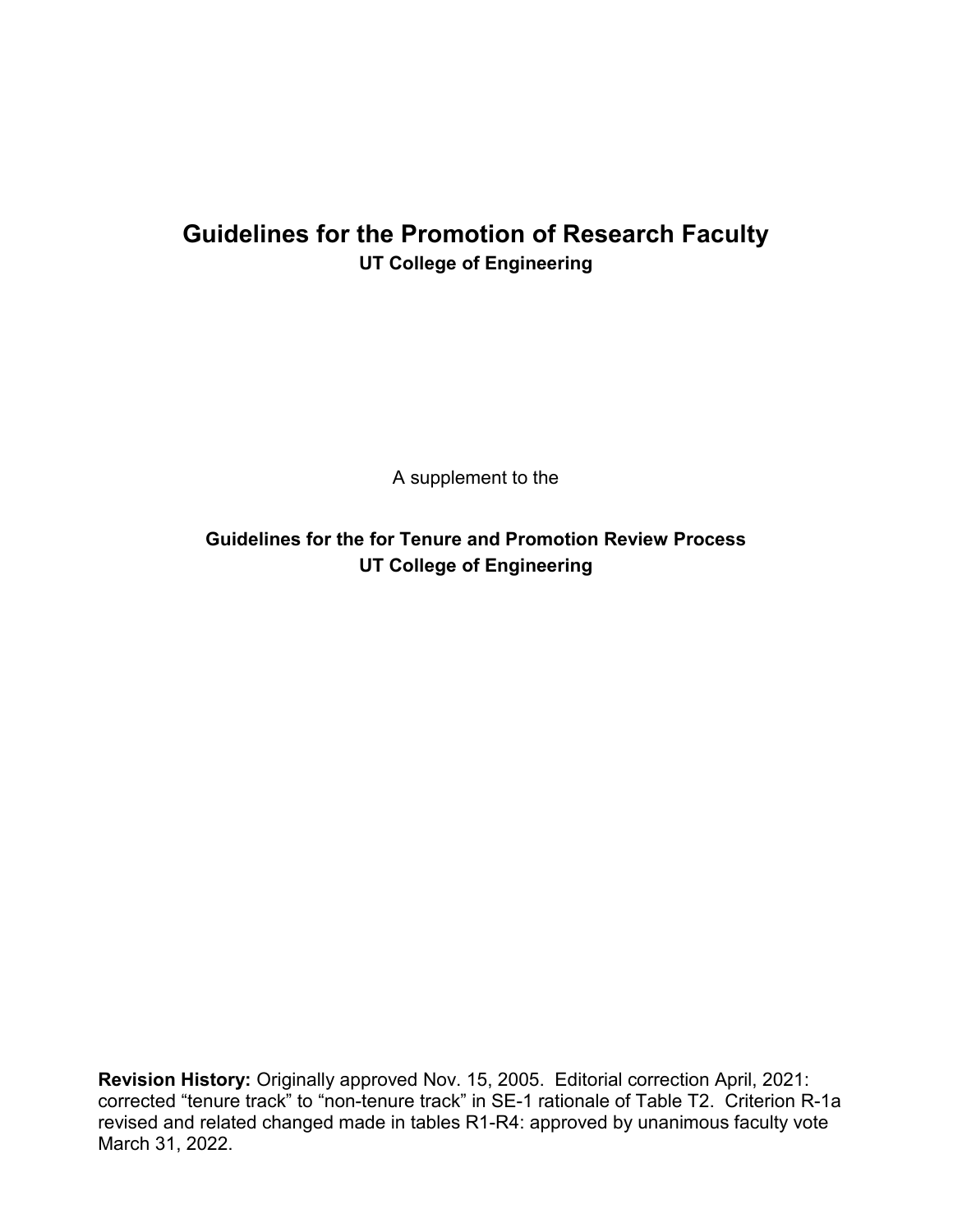# Guidelines for the Promotion of Research Faculty

**UT College of Engineering**

A supplement to the

**Guidelines for the for Tenure and Promotion Review Process**
**UT College of Engineering**

**Revision History:** Originally approved Nov. 15, 2005. Editorial correction April, 2021: corrected "tenure track" to "non-tenure track" in SE-1 rationale of Table T2. Criterion R-1a revised and related changed made in tables R1-R4: approved by unanimous faculty vote March 31, 2022.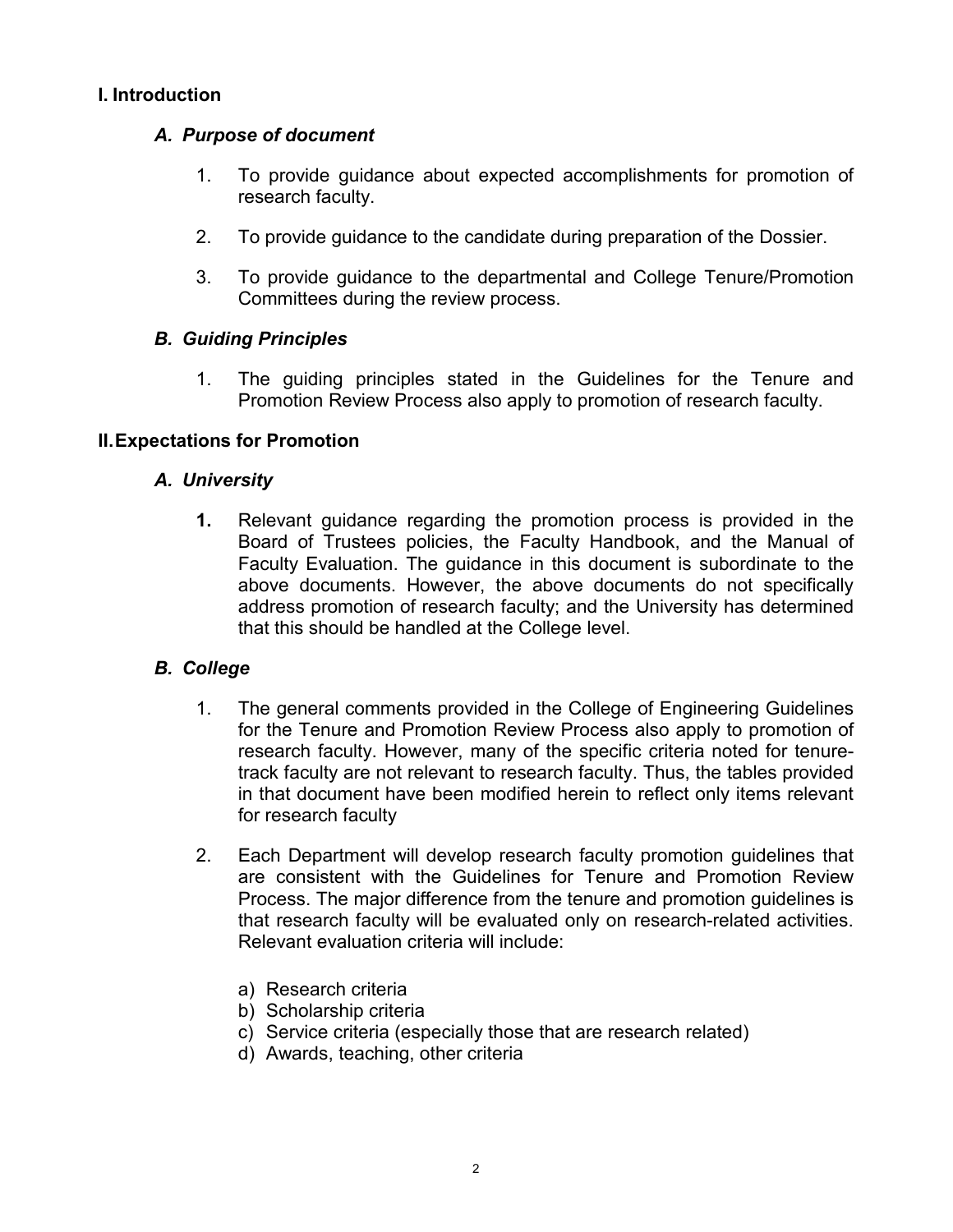## I. Introduction

### *A. Purpose of document*

1. To provide guidance about expected accomplishments for promotion of research faculty.

2. To provide guidance to the candidate during preparation of the Dossier.

3. To provide guidance to the departmental and College Tenure/Promotion Committees during the review process.

### *B. Guiding Principles*

1. The guiding principles stated in the Guidelines for the Tenure and Promotion Review Process also apply to promotion of research faculty.

## II. Expectations for Promotion

### *A. University*

**1.** Relevant guidance regarding the promotion process is provided in the Board of Trustees policies, the Faculty Handbook, and the Manual of Faculty Evaluation. The guidance in this document is subordinate to the above documents. However, the above documents do not specifically address promotion of research faculty; and the University has determined that this should be handled at the College level.

### *B. College*

1. The general comments provided in the College of Engineering Guidelines for the Tenure and Promotion Review Process also apply to promotion of research faculty. However, many of the specific criteria noted for tenure-track faculty are not relevant to research faculty. Thus, the tables provided in that document have been modified herein to reflect only items relevant for research faculty

2. Each Department will develop research faculty promotion guidelines that are consistent with the Guidelines for Tenure and Promotion Review Process. The major difference from the tenure and promotion guidelines is that research faculty will be evaluated only on research-related activities. Relevant evaluation criteria will include:

   a) Research criteria
   b) Scholarship criteria
   c) Service criteria (especially those that are research related)
   d) Awards, teaching, other criteria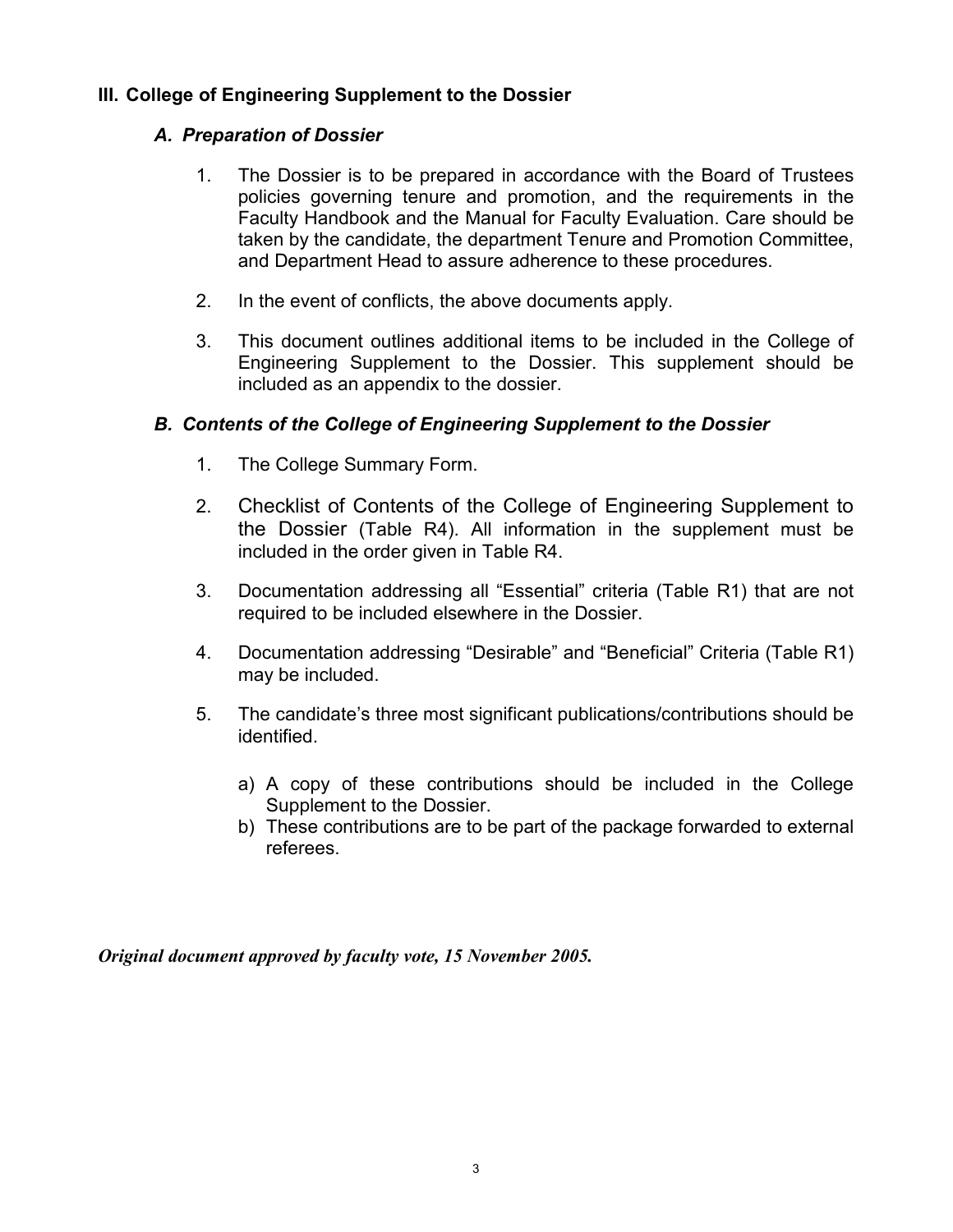## III. College of Engineering Supplement to the Dossier

### *A. Preparation of Dossier*

1. The Dossier is to be prepared in accordance with the Board of Trustees policies governing tenure and promotion, and the requirements in the Faculty Handbook and the Manual for Faculty Evaluation. Care should be taken by the candidate, the department Tenure and Promotion Committee, and Department Head to assure adherence to these procedures.

2. In the event of conflicts, the above documents apply.

3. This document outlines additional items to be included in the College of Engineering Supplement to the Dossier. This supplement should be included as an appendix to the dossier.

### *B. Contents of the College of Engineering Supplement to the Dossier*

1. The College Summary Form.

2. Checklist of Contents of the College of Engineering Supplement to the Dossier (Table R4). All information in the supplement must be included in the order given in Table R4.

3. Documentation addressing all "Essential" criteria (Table R1) that are not required to be included elsewhere in the Dossier.

4. Documentation addressing "Desirable" and "Beneficial" Criteria (Table R1) may be included.

5. The candidate's three most significant publications/contributions should be identified.

    a) A copy of these contributions should be included in the College Supplement to the Dossier.
    b) These contributions are to be part of the package forwarded to external referees.

***Original document approved by faculty vote, 15 November 2005.***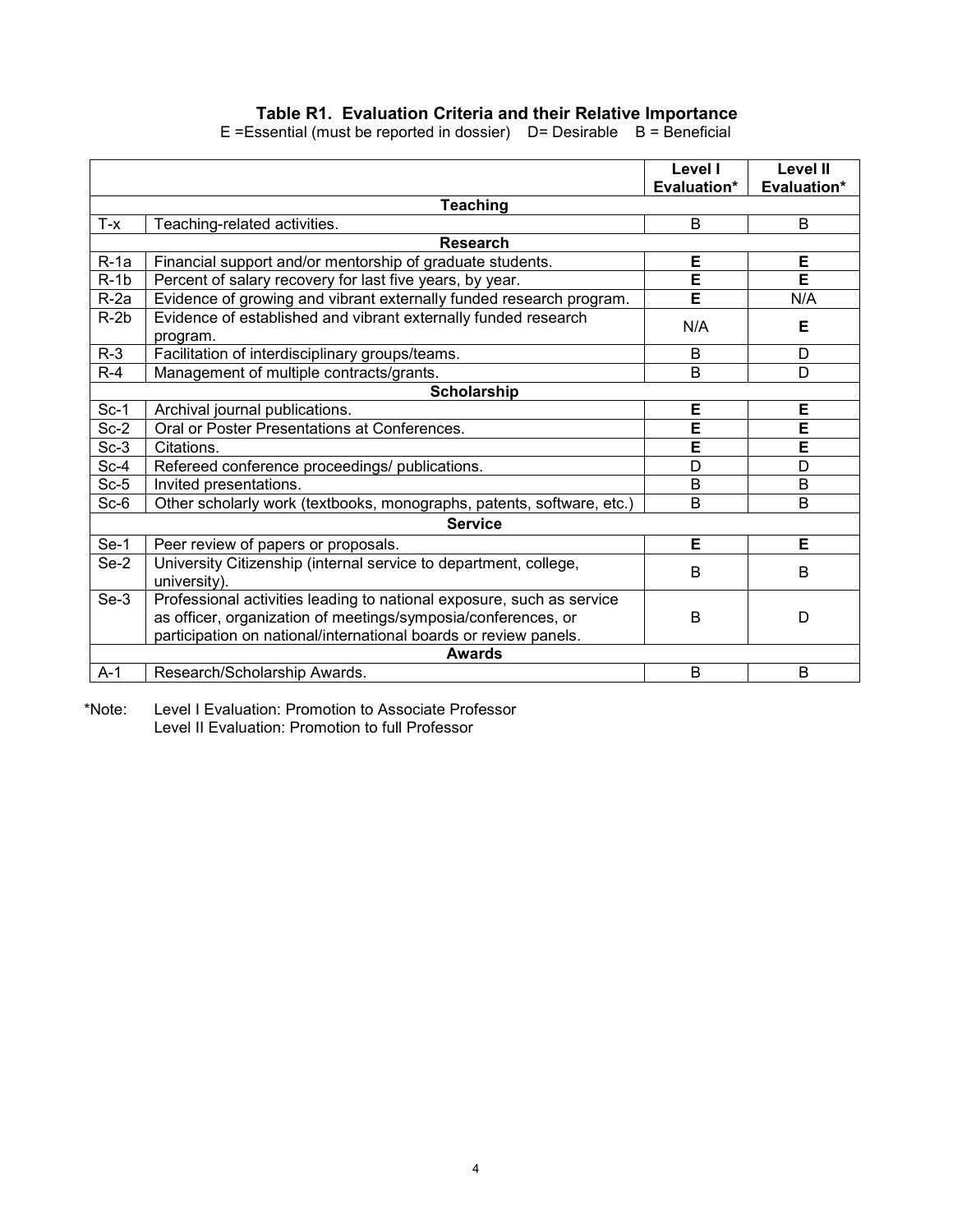### Table R1. Evaluation Criteria and their Relative Importance

E =Essential (must be reported in dossier) D= Desirable B = Beneficial

| | | Level I Evaluation* | Level II Evaluation* |
|---|---|---|---|
| **Teaching** | | | |
| T-x | Teaching-related activities. | B | B |
| **Research** | | | |
| R-1a | Financial support and/or mentorship of graduate students. | **E** | **E** |
| R-1b | Percent of salary recovery for last five years, by year. | **E** | **E** |
| R-2a | Evidence of growing and vibrant externally funded research program. | **E** | N/A |
| R-2b | Evidence of established and vibrant externally funded research program. | N/A | **E** |
| R-3 | Facilitation of interdisciplinary groups/teams. | B | D |
| R-4 | Management of multiple contracts/grants. | B | D |
| **Scholarship** | | | |
| Sc-1 | Archival journal publications. | **E** | **E** |
| Sc-2 | Oral or Poster Presentations at Conferences. | **E** | **E** |
| Sc-3 | Citations. | **E** | **E** |
| Sc-4 | Refereed conference proceedings/ publications. | D | D |
| Sc-5 | Invited presentations. | B | B |
| Sc-6 | Other scholarly work (textbooks, monographs, patents, software, etc.) | B | B |
| **Service** | | | |
| Se-1 | Peer review of papers or proposals. | **E** | **E** |
| Se-2 | University Citizenship (internal service to department, college, university). | B | B |
| Se-3 | Professional activities leading to national exposure, such as service as officer, organization of meetings/symposia/conferences, or participation on national/international boards or review panels. | B | D |
| **Awards** | | | |
| A-1 | Research/Scholarship Awards. | B | B |

*Note: Level I Evaluation: Promotion to Associate Professor
Level II Evaluation: Promotion to full Professor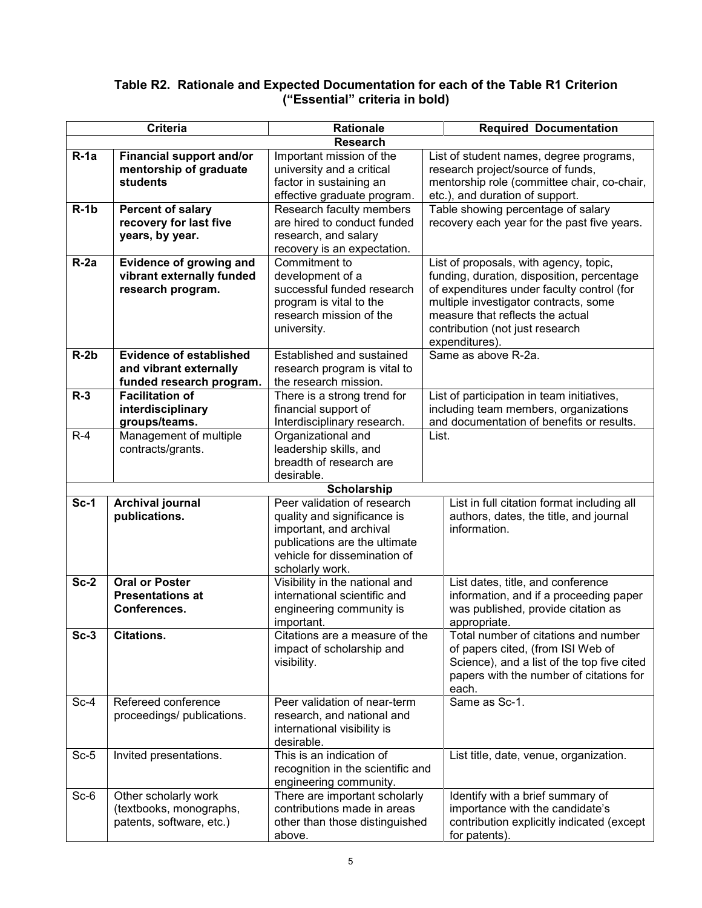### Table R2. Rationale and Expected Documentation for each of the Table R1 Criterion ("Essential" criteria in bold)

| Criteria | | Rationale | Required Documentation |
|---|---|---|---|
| | | **Research** | |
| **R-1a** | **Financial support and/or mentorship of graduate students** | Important mission of the university and a critical factor in sustaining an effective graduate program. | List of student names, degree programs, research project/source of funds, mentorship role (committee chair, co-chair, etc.), and duration of support. |
| **R-1b** | **Percent of salary recovery for last five years, by year.** | Research faculty members are hired to conduct funded research, and salary recovery is an expectation. | Table showing percentage of salary recovery each year for the past five years. |
| **R-2a** | **Evidence of growing and vibrant externally funded research program.** | Commitment to development of a successful funded research program is vital to the research mission of the university. | List of proposals, with agency, topic, funding, duration, disposition, percentage of expenditures under faculty control (for multiple investigator contracts, some measure that reflects the actual contribution (not just research expenditures). |
| **R-2b** | **Evidence of established and vibrant externally funded research program.** | Established and sustained research program is vital to the research mission. | Same as above R-2a. |
| **R-3** | **Facilitation of interdisciplinary groups/teams.** | There is a strong trend for financial support of Interdisciplinary research. | List of participation in team initiatives, including team members, organizations and documentation of benefits or results. |
| R-4 | Management of multiple contracts/grants. | Organizational and leadership skills, and breadth of research are desirable. | List. |
| | | **Scholarship** | |
| **Sc-1** | **Archival journal publications.** | Peer validation of research quality and significance is important, and archival publications are the ultimate vehicle for dissemination of scholarly work. | List in full citation format including all authors, dates, the title, and journal information. |
| **Sc-2** | **Oral or Poster Presentations at Conferences.** | Visibility in the national and international scientific and engineering community is important. | List dates, title, and conference information, and if a proceeding paper was published, provide citation as appropriate. |
| **Sc-3** | **Citations.** | Citations are a measure of the impact of scholarship and visibility. | Total number of citations and number of papers cited, (from ISI Web of Science), and a list of the top five cited papers with the number of citations for each. |
| Sc-4 | Refereed conference proceedings/ publications. | Peer validation of near-term research, and national and international visibility is desirable. | Same as Sc-1. |
| Sc-5 | Invited presentations. | This is an indication of recognition in the scientific and engineering community. | List title, date, venue, organization. |
| Sc-6 | Other scholarly work (textbooks, monographs, patents, software, etc.) | There are important scholarly contributions made in areas other than those distinguished above. | Identify with a brief summary of importance with the candidate's contribution explicitly indicated (except for patents). |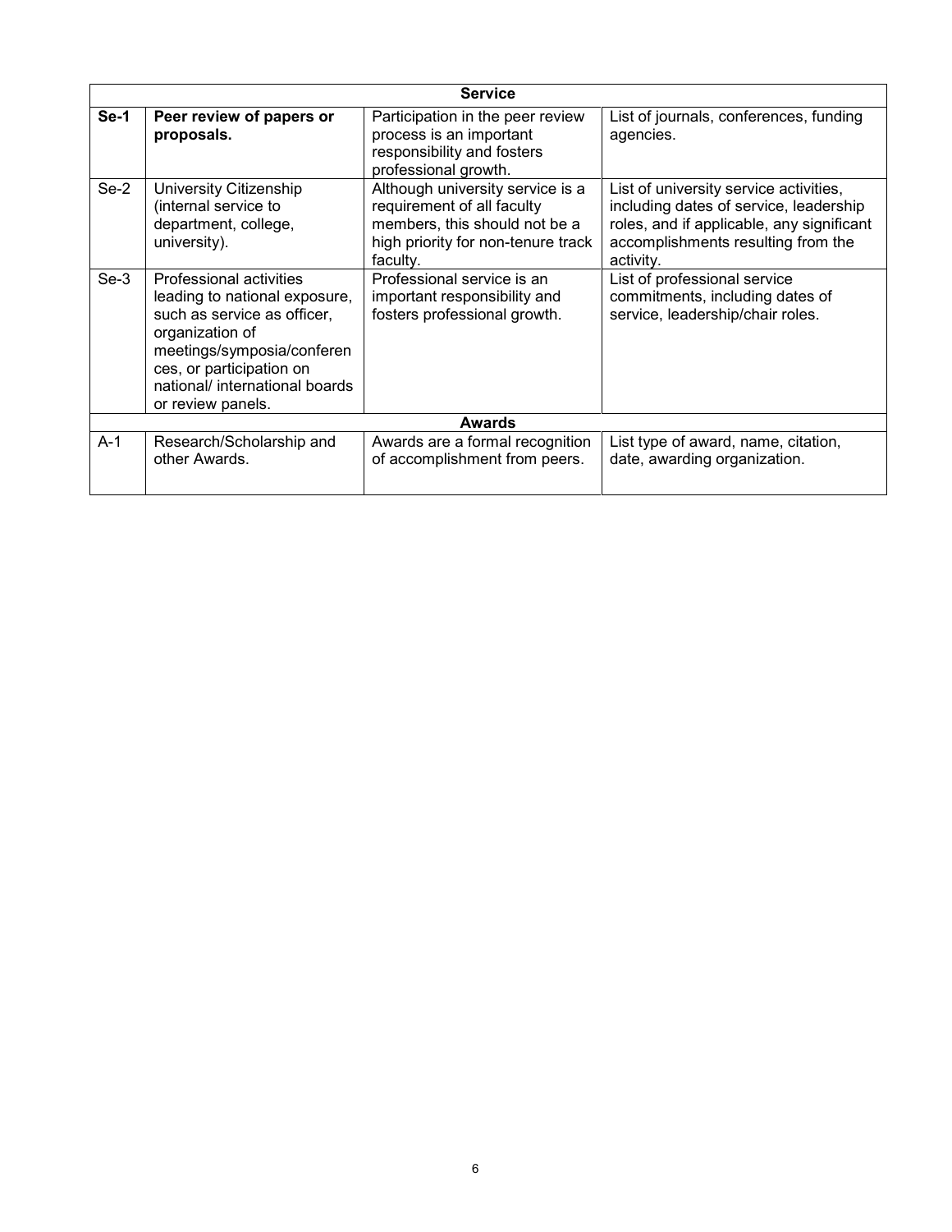| | | | |
|---|---|---|---|
| **Service** | | | |
| **Se-1** | **Peer review of papers or proposals.** | Participation in the peer review process is an important responsibility and fosters professional growth. | List of journals, conferences, funding agencies. |
| Se-2 | University Citizenship (internal service to department, college, university). | Although university service is a requirement of all faculty members, this should not be a high priority for non-tenure track faculty. | List of university service activities, including dates of service, leadership roles, and if applicable, any significant accomplishments resulting from the activity. |
| Se-3 | Professional activities leading to national exposure, such as service as officer, organization of meetings/symposia/conferences, or participation on national/ international boards or review panels. | Professional service is an important responsibility and fosters professional growth. | List of professional service commitments, including dates of service, leadership/chair roles. |
| **Awards** | | | |
| A-1 | Research/Scholarship and other Awards. | Awards are a formal recognition of accomplishment from peers. | List type of award, name, citation, date, awarding organization. |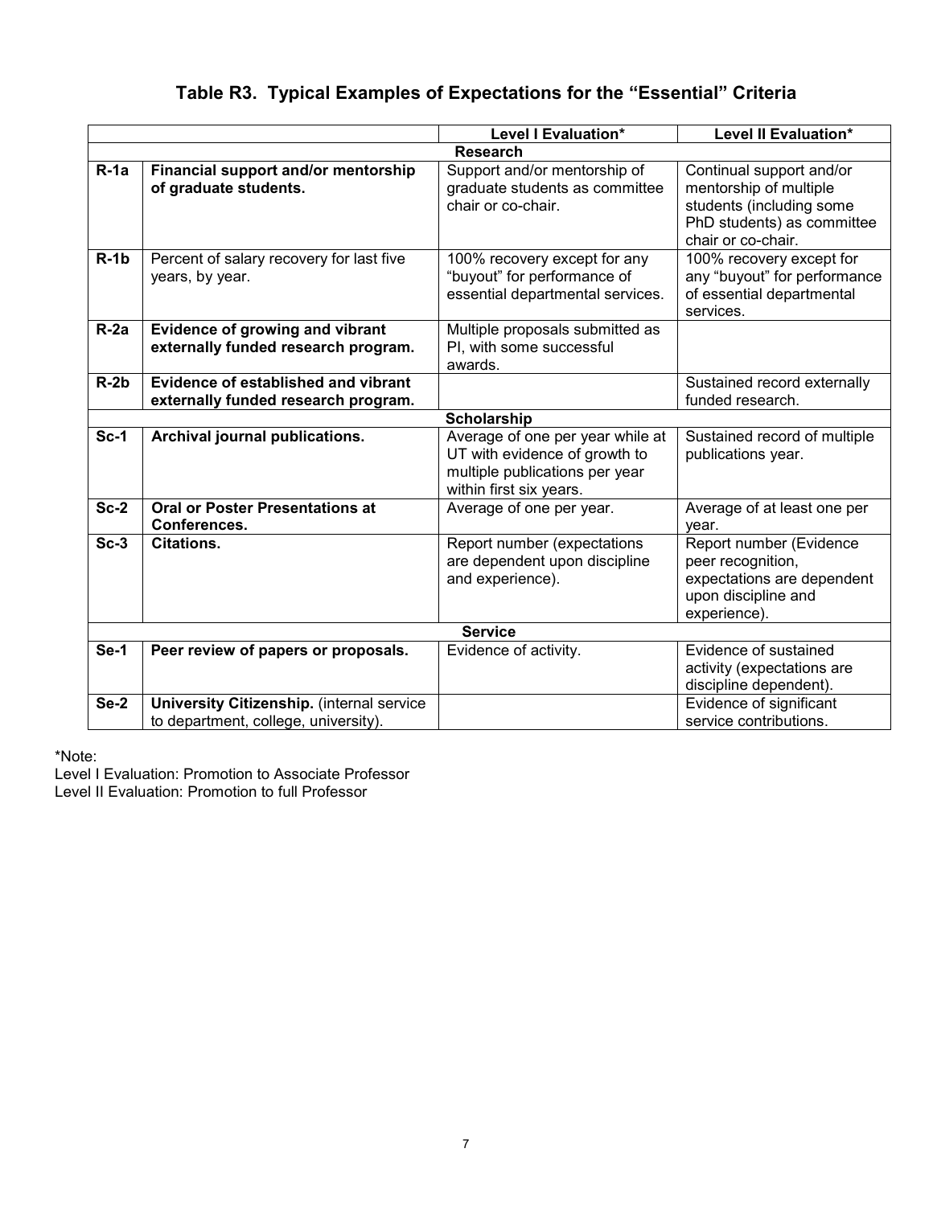## Table R3. Typical Examples of Expectations for the "Essential" Criteria

| | | Level I Evaluation* | Level II Evaluation* |
|---|---|---|---|
| | | **Research** | |
| **R-1a** | **Financial support and/or mentorship of graduate students.** | Support and/or mentorship of graduate students as committee chair or co-chair. | Continual support and/or mentorship of multiple students (including some PhD students) as committee chair or co-chair. |
| **R-1b** | Percent of salary recovery for last five years, by year. | 100% recovery except for any "buyout" for performance of essential departmental services. | 100% recovery except for any "buyout" for performance of essential departmental services. |
| **R-2a** | **Evidence of growing and vibrant externally funded research program.** | Multiple proposals submitted as PI, with some successful awards. | |
| **R-2b** | **Evidence of established and vibrant externally funded research program.** | | Sustained record externally funded research. |
| | | **Scholarship** | |
| **Sc-1** | **Archival journal publications.** | Average of one per year while at UT with evidence of growth to multiple publications per year within first six years. | Sustained record of multiple publications year. |
| **Sc-2** | **Oral or Poster Presentations at Conferences.** | Average of one per year. | Average of at least one per year. |
| **Sc-3** | **Citations.** | Report number (expectations are dependent upon discipline and experience). | Report number (Evidence peer recognition, expectations are dependent upon discipline and experience). |
| | | **Service** | |
| **Se-1** | **Peer review of papers or proposals.** | Evidence of activity. | Evidence of sustained activity (expectations are discipline dependent). |
| **Se-2** | **University Citizenship.** (internal service to department, college, university). | | Evidence of significant service contributions. |

*Note:
Level I Evaluation: Promotion to Associate Professor
Level II Evaluation: Promotion to full Professor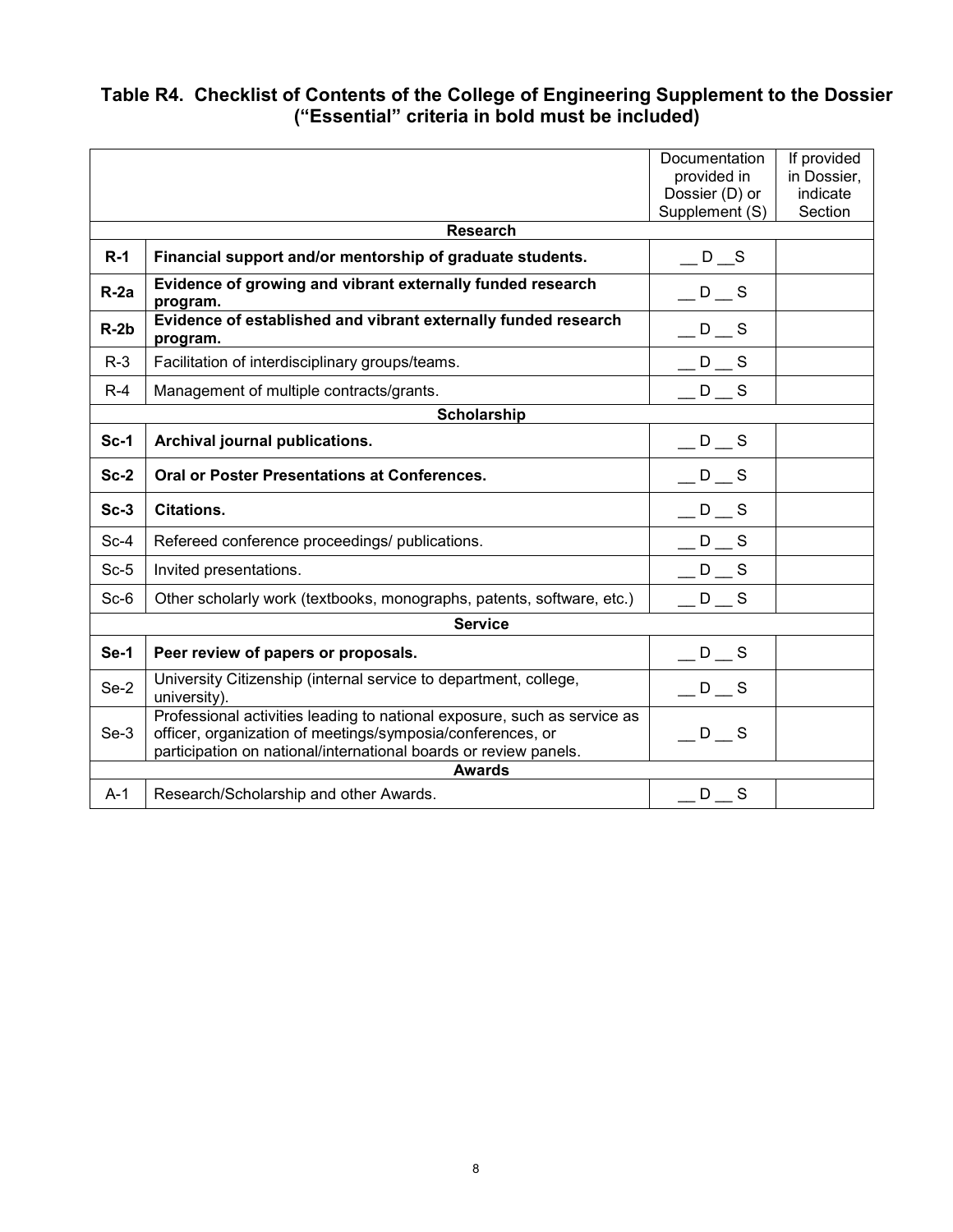## Table R4. Checklist of Contents of the College of Engineering Supplement to the Dossier ("Essential" criteria in bold must be included)

| | | Documentation provided in Dossier (D) or Supplement (S) | If provided in Dossier, indicate Section |
|---|---|---|---|
| | **Research** | | |
| **R-1** | **Financial support and/or mentorship of graduate students.** | __ D __S | |
| **R-2a** | **Evidence of growing and vibrant externally funded research program.** | __ D __ S | |
| **R-2b** | **Evidence of established and vibrant externally funded research program.** | __ D __ S | |
| R-3 | Facilitation of interdisciplinary groups/teams. | __ D __ S | |
| R-4 | Management of multiple contracts/grants. | __ D __ S | |
| | **Scholarship** | | |
| **Sc-1** | **Archival journal publications.** | __ D __ S | |
| **Sc-2** | **Oral or Poster Presentations at Conferences.** | __ D __ S | |
| **Sc-3** | **Citations.** | __ D __ S | |
| Sc-4 | Refereed conference proceedings/ publications. | __ D __ S | |
| Sc-5 | Invited presentations. | __ D __ S | |
| Sc-6 | Other scholarly work (textbooks, monographs, patents, software, etc.) | __ D __ S | |
| | **Service** | | |
| **Se-1** | **Peer review of papers or proposals.** | __ D __ S | |
| Se-2 | University Citizenship (internal service to department, college, university). | __ D __ S | |
| Se-3 | Professional activities leading to national exposure, such as service as officer, organization of meetings/symposia/conferences, or participation on national/international boards or review panels. | __ D __ S | |
| | **Awards** | | |
| A-1 | Research/Scholarship and other Awards. | __ D __ S | |